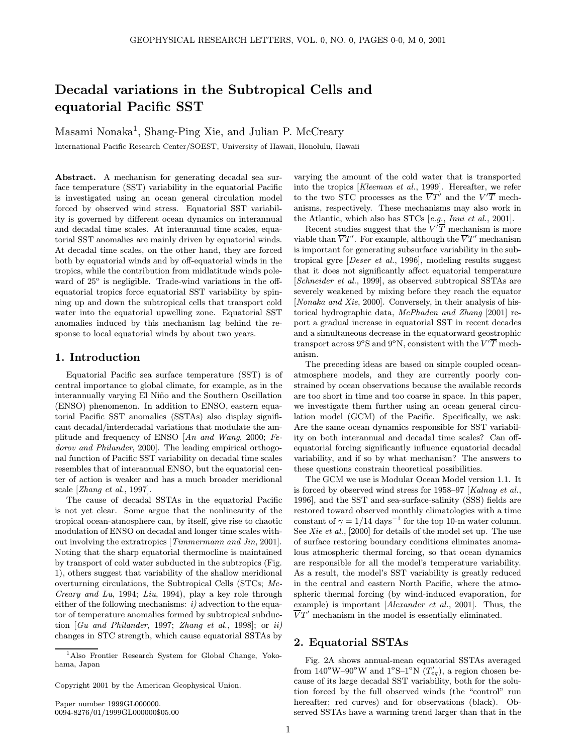# Decadal variations in the Subtropical Cells and equatorial Pacific SST

Masami Nonaka[1], Shang-Ping Xie, and Julian P. McCreary

International Pacific Research Center/SOEST, University of Hawaii, Honolulu, Hawaii

**Abstract.** A mechanism for generating decadal sea surface temperature (SST) variability in the equatorial Pacific is investigated using an ocean general circulation model forced by observed wind stress. Equatorial SST variability is governed by different ocean dynamics on interannual and decadal time scales. At interannual time scales, equatorial SST anomalies are mainly driven by equatorial winds. At decadal time scales, on the other hand, they are forced both by equatorial winds and by off-equatorial winds in the tropics, while the contribution from midlatitude winds poleward of 25° is negligible. Trade-wind variations in the off-equatorial tropics force equatorial SST variability by spinning up and down the subtropical cells that transport cold water into the equatorial upwelling zone. Equatorial SST anomalies induced by this mechanism lag behind the response to local equatorial winds by about two years.

## 1. Introduction

Equatorial Pacific sea surface temperature (SST) is of central importance to global climate, for example, as in the interannually varying El Niño and the Southern Oscillation (ENSO) phenomenon. In addition to ENSO, eastern equatorial Pacific SST anomalies (SSTAs) also display significant decadal/interdecadal variations that modulate the amplitude and frequency of ENSO [*An and Wang*, 2000; *Fedorov and Philander*, 2000]. The leading empirical orthogonal function of Pacific SST variability on decadal time scales resembles that of interannual ENSO, but the equatorial center of action is weaker and has a much broader meridional scale [*Zhang et al.*, 1997].

The cause of decadal SSTAs in the equatorial Pacific is not yet clear. Some argue that the nonlinearity of the tropical ocean-atmosphere can, by itself, give rise to chaotic modulation of ENSO on decadal and longer time scales without involving the extratropics [*Timmermann and Jin*, 2001]. Noting that the sharp equatorial thermocline is maintained by transport of cold water subducted in the subtropics (Fig. 1), others suggest that variability of the shallow meridional overturning circulations, the Subtropical Cells (STCs; *McCreary and Lu*, 1994; *Liu*, 1994), play a key role through either of the following mechanisms: *i)* advection to the equator of temperature anomalies formed by subtropical subduction [*Gu and Philander*, 1997; *Zhang et al.*, 1998]; or *ii)* changes in STC strength, which cause equatorial SSTAs by varying the amount of the cold water that is transported into the tropics [*Kleeman et al.*, 1999]. Hereafter, we refer to the two STC processes as the $\overline{V}T'$ and the $V'\overline{T}$ mechanisms, respectively. These mechanisms may also work in the Atlantic, which also has STCs [*e.g.*, *Inui et al.*, 2001].

Recent studies suggest that the $V'\overline{T}$ mechanism is more viable than $\overline{V}T'$. For example, although the $\overline{V}T'$ mechanism is important for generating subsurface variability in the subtropical gyre [*Deser et al.*, 1996], modeling results suggest that it does not significantly affect equatorial temperature [*Schneider et al.*, 1999], as observed subtropical SSTAs are severely weakened by mixing before they reach the equator [*Nonaka and Xie*, 2000]. Conversely, in their analysis of historical hydrographic data, *McPhaden and Zhang* [2001] report a gradual increase in equatorial SST in recent decades and a simultaneous decrease in the equatorward geostrophic transport across 9°S and 9°N, consistent with the $V'\overline{T}$ mechanism.

The preceding ideas are based on simple coupled ocean-atmosphere models, and they are currently poorly constrained by ocean observations because the available records are too short in time and too coarse in space. In this paper, we investigate them further using an ocean general circulation model (GCM) of the Pacific. Specifically, we ask: Are the same ocean dynamics responsible for SST variability on both interannual and decadal time scales? Can off-equatorial forcing significantly influence equatorial decadal variability, and if so by what mechanism? The answers to these questions constrain theoretical possibilities.

The GCM we use is Modular Ocean Model version 1.1. It is forced by observed wind stress for 1958–97 [*Kalnay et al.*, 1996], and the SST and sea-surface-salinity (SSS) fields are restored toward observed monthly climatologies with a time constant of $\gamma = 1/14$ days$^{-1}$ for the top 10-m water column. See *Xie et al.*, [2000] for details of the model set up. The use of surface restoring boundary conditions eliminates anomalous atmospheric thermal forcing, so that ocean dynamics are responsible for all the model's temperature variability. As a result, the model's SST variability is greatly reduced in the central and eastern North Pacific, where the atmospheric thermal forcing (by wind-induced evaporation, for example) is important [*Alexander et al.*, 2001]. Thus, the $\overline{V}T'$ mechanism in the model is essentially eliminated.

## 2. Equatorial SSTAs

Fig. 2A shows annual-mean equatorial SSTAs averaged from 140°W–90°W and 1°S–1°N ($T'_{eq}$), a region chosen because of its large decadal SST variability, both for the solution forced by the full observed winds (the "control" run hereafter; red curves) and for observations (black). Observed SSTAs have a warming trend larger than that in the

---

[1] Also Frontier Research System for Global Change, Yokohama, Japan

Copyright 2001 by the American Geophysical Union.

Paper number 1999GL000000.
0094-8276/01/1999GL000000$05.00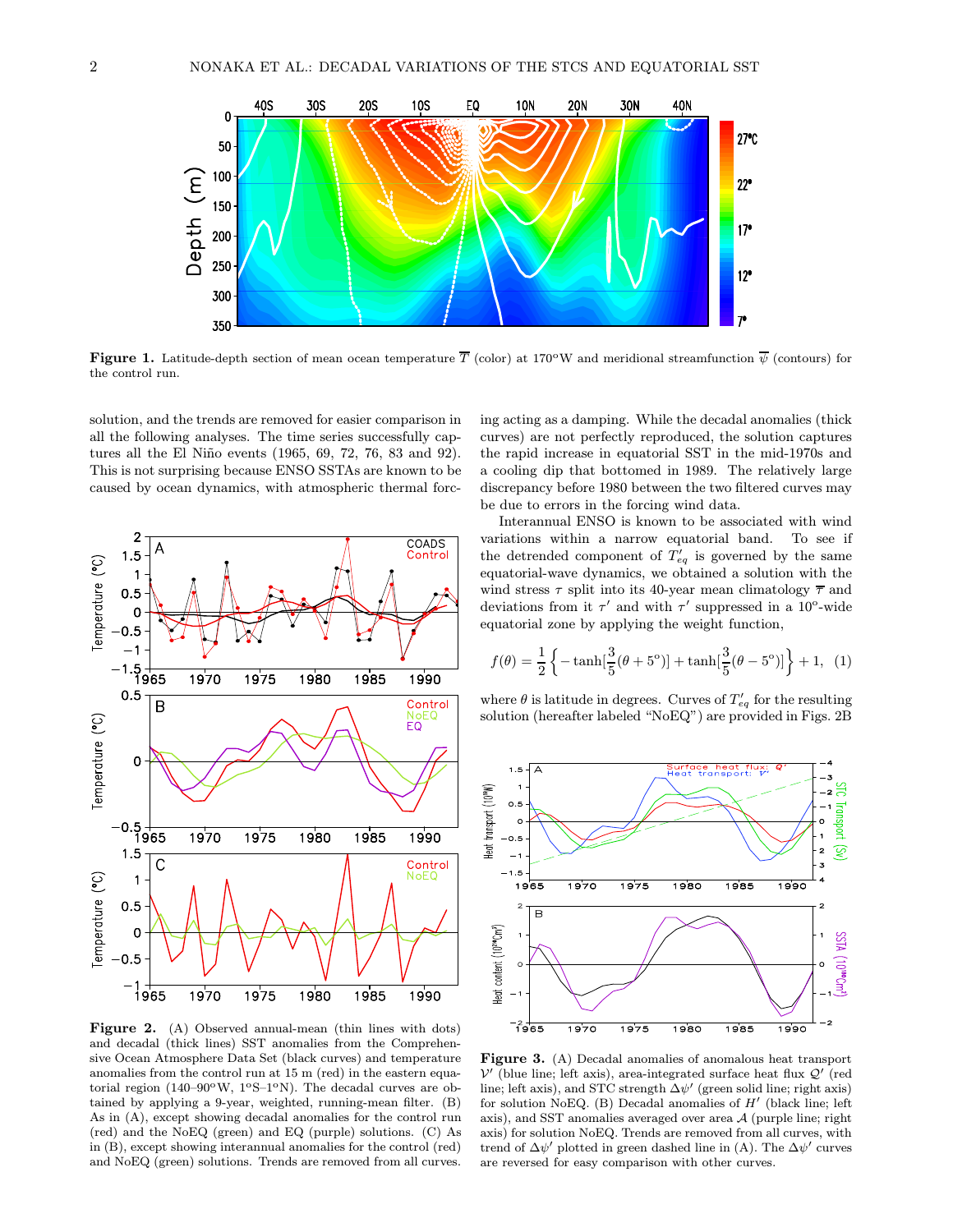**Figure 1.** Latitude-depth section of mean ocean temperature $\overline{T}$ (color) at 170°W and meridional streamfunction $\overline{\psi}$ (contours) for the control run.

solution, and the trends are removed for easier comparison in all the following analyses. The time series successfully captures all the El Niño events (1965, 69, 72, 76, 83 and 92). This is not surprising because ENSO SSTAs are known to be caused by ocean dynamics, with atmospheric thermal forcing acting as a damping. While the decadal anomalies (thick curves) are not perfectly reproduced, the solution captures the rapid increase in equatorial SST in the mid-1970s and a cooling dip that bottomed in 1989. The relatively large discrepancy before 1980 between the two filtered curves may be due to errors in the forcing wind data.

**Figure 2.** (A) Observed annual-mean (thin lines with dots) and decadal (thick lines) SST anomalies from the Comprehensive Ocean Atmosphere Data Set (black curves) and temperature anomalies from the control run at 15 m (red) in the eastern equatorial region (140–90°W, 1°S–1°N). The decadal curves are obtained by applying a 9-year, weighted, running-mean filter. (B) As in (A), except showing decadal anomalies for the control run (red) and the NoEQ (green) and EQ (purple) solutions. (C) As in (B), except showing interannual anomalies for the control (red) and NoEQ (green) solutions. Trends are removed from all curves.

Interannual ENSO is known to be associated with wind variations within a narrow equatorial band. To see if the detrended component of $T'_{eq}$ is governed by the same equatorial-wave dynamics, we obtained a solution with the wind stress $\tau$ split into its 40-year mean climatology $\overline{\tau}$ and deviations from it $\tau'$ and with $\tau'$ suppressed in a 10°-wide equatorial zone by applying the weight function,

$$f(\theta) = \frac{1}{2}\left\{-\tanh[\frac{3}{5}(\theta+5^{\circ})] + \tanh[\frac{3}{5}(\theta-5^{\circ})]\right\} + 1, \quad (1)$$

where $\theta$ is latitude in degrees. Curves of $T'_{eq}$ for the resulting solution (hereafter labeled "NoEQ") are provided in Figs. 2B

**Figure 3.** (A) Decadal anomalies of anomalous heat transport $\mathcal{V}'$ (blue line; left axis), area-integrated surface heat flux $\mathcal{Q}'$ (red line; left axis), and STC strength $\Delta\psi'$ (green solid line; right axis) for solution NoEQ. (B) Decadal anomalies of $H'$ (black line; left axis), and SST anomalies averaged over area $\mathcal{A}$ (purple line; right axis) for solution NoEQ. Trends are removed from all curves, with trend of $\Delta\psi'$ plotted in green dashed line in (A). The $\Delta\psi'$ curves are reversed for easy comparison with other curves.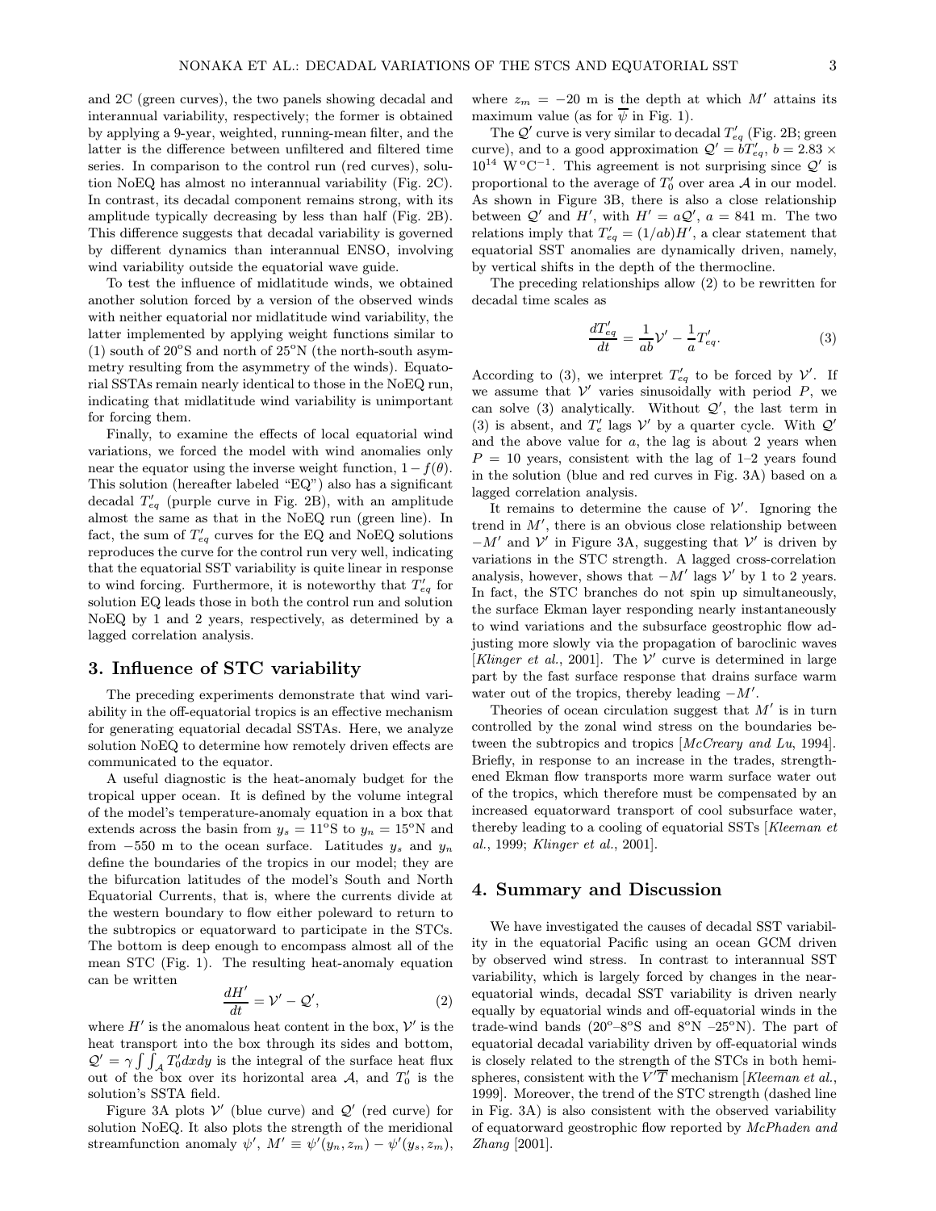and 2C (green curves), the two panels showing decadal and interannual variability, respectively; the former is obtained by applying a 9-year, weighted, running-mean filter, and the latter is the difference between unfiltered and filtered time series. In comparison to the control run (red curves), solution NoEQ has almost no interannual variability (Fig. 2C). In contrast, its decadal component remains strong, with its amplitude typically decreasing by less than half (Fig. 2B). This difference suggests that decadal variability is governed by different dynamics than interannual ENSO, involving wind variability outside the equatorial wave guide.

To test the influence of midlatitude winds, we obtained another solution forced by a version of the observed winds with neither equatorial nor midlatitude wind variability, the latter implemented by applying weight functions similar to (1) south of 20°S and north of 25°N (the north-south asymmetry resulting from the asymmetry of the winds). Equatorial SSTAs remain nearly identical to those in the NoEQ run, indicating that midlatitude wind variability is unimportant for forcing them.

Finally, to examine the effects of local equatorial wind variations, we forced the model with wind anomalies only near the equator using the inverse weight function, $1 - f(\theta)$. This solution (hereafter labeled "EQ") also has a significant decadal $T'_{eq}$ (purple curve in Fig. 2B), with an amplitude almost the same as that in the NoEQ run (green line). In fact, the sum of $T'_{eq}$ curves for the EQ and NoEQ solutions reproduces the curve for the control run very well, indicating that the equatorial SST variability is quite linear in response to wind forcing. Furthermore, it is noteworthy that $T'_{eq}$ for solution EQ leads those in both the control run and solution NoEQ by 1 and 2 years, respectively, as determined by a lagged correlation analysis.

## 3. Influence of STC variability

The preceding experiments demonstrate that wind variability in the off-equatorial tropics is an effective mechanism for generating equatorial decadal SSTAs. Here, we analyze solution NoEQ to determine how remotely driven effects are communicated to the equator.

A useful diagnostic is the heat-anomaly budget for the tropical upper ocean. It is defined by the volume integral of the model's temperature-anomaly equation in a box that extends across the basin from $y_s = 11$°S to $y_n = 15$°N and from $-550$ m to the ocean surface. Latitudes $y_s$ and $y_n$ define the boundaries of the tropics in our model; they are the bifurcation latitudes of the model's South and North Equatorial Currents, that is, where the currents divide at the western boundary to flow either poleward to return to the subtropics or equatorward to participate in the STCs. The bottom is deep enough to encompass almost all of the mean STC (Fig. 1). The resulting heat-anomaly equation can be written

$$\frac{dH'}{dt} = \mathcal{V}' - \mathcal{Q}', \tag{2}$$

where $H'$ is the anomalous heat content in the box, $\mathcal{V}'$ is the heat transport into the box through its sides and bottom, $\mathcal{Q}' = \gamma \int\int_{\mathcal{A}} T'_0 dxdy$ is the integral of the surface heat flux out of the box over its horizontal area $\mathcal{A}$, and $T'_0$ is the solution's SSTA field.

Figure 3A plots $\mathcal{V}'$ (blue curve) and $\mathcal{Q}'$ (red curve) for solution NoEQ. It also plots the strength of the meridional streamfunction anomaly $\psi'$, $M' \equiv \psi'(y_n, z_m) - \psi'(y_s, z_m)$, where $z_m = -20$ m is the depth at which $M'$ attains its maximum value (as for $\overline{\psi}$ in Fig. 1).

The $\mathcal{Q}'$ curve is very similar to decadal $T'_{eq}$ (Fig. 2B; green curve), and to a good approximation $\mathcal{Q}' = bT'_{eq}$, $b = 2.83 \times 10^{14}$ W °C$^{-1}$. This agreement is not surprising since $\mathcal{Q}'$ is proportional to the average of $T'_0$ over area $\mathcal{A}$ in our model. As shown in Figure 3B, there is also a close relationship between $\mathcal{Q}'$ and $H'$, with $H' = a\mathcal{Q}'$, $a = 841$ m. The two relations imply that $T'_{eq} = (1/ab)H'$, a clear statement that equatorial SST anomalies are dynamically driven, namely, by vertical shifts in the depth of the thermocline.

The preceding relationships allow (2) to be rewritten for decadal time scales as

$$\frac{dT'_{eq}}{dt} = \frac{1}{ab}\mathcal{V}' - \frac{1}{a}T'_{eq}. \tag{3}$$

According to (3), we interpret $T'_{eq}$ to be forced by $\mathcal{V}'$. If we assume that $\mathcal{V}'$ varies sinusoidally with period $P$, we can solve (3) analytically. Without $\mathcal{Q}'$, the last term in (3) is absent, and $T'_e$ lags $\mathcal{V}'$ by a quarter cycle. With $\mathcal{Q}'$ and the above value for $a$, the lag is about 2 years when $P = 10$ years, consistent with the lag of 1–2 years found in the solution (blue and red curves in Fig. 3A) based on a lagged correlation analysis.

It remains to determine the cause of $\mathcal{V}'$. Ignoring the trend in $M'$, there is an obvious close relationship between $-M'$ and $\mathcal{V}'$ in Figure 3A, suggesting that $\mathcal{V}'$ is driven by variations in the STC strength. A lagged cross-correlation analysis, however, shows that $-M'$ lags $\mathcal{V}'$ by 1 to 2 years. In fact, the STC branches do not spin up simultaneously, the surface Ekman layer responding nearly instantaneously to wind variations and the subsurface geostrophic flow adjusting more slowly via the propagation of baroclinic waves [*Klinger et al.*, 2001]. The $\mathcal{V}'$ curve is determined in large part by the fast surface response that drains surface warm water out of the tropics, thereby leading $-M'$.

Theories of ocean circulation suggest that $M'$ is in turn controlled by the zonal wind stress on the boundaries between the subtropics and tropics [*McCreary and Lu*, 1994]. Briefly, in response to an increase in the trades, strengthened Ekman flow transports more warm surface water out of the tropics, which therefore must be compensated by an increased equatorward transport of cool subsurface water, thereby leading to a cooling of equatorial SSTs [*Kleeman et al.*, 1999; *Klinger et al.*, 2001].

## 4. Summary and Discussion

We have investigated the causes of decadal SST variability in the equatorial Pacific using an ocean GCM driven by observed wind stress. In contrast to interannual SST variability, which is largely forced by changes in the near-equatorial winds, decadal SST variability is driven nearly equally by equatorial winds and off-equatorial winds in the trade-wind bands (20°–8°S and 8°N –25°N). The part of equatorial decadal variability driven by off-equatorial winds is closely related to the strength of the STCs in both hemispheres, consistent with the $V'\overline{T}$ mechanism [*Kleeman et al.*, 1999]. Moreover, the trend of the STC strength (dashed line in Fig. 3A) is also consistent with the observed variability of equatorward geostrophic flow reported by *McPhaden and Zhang* [2001].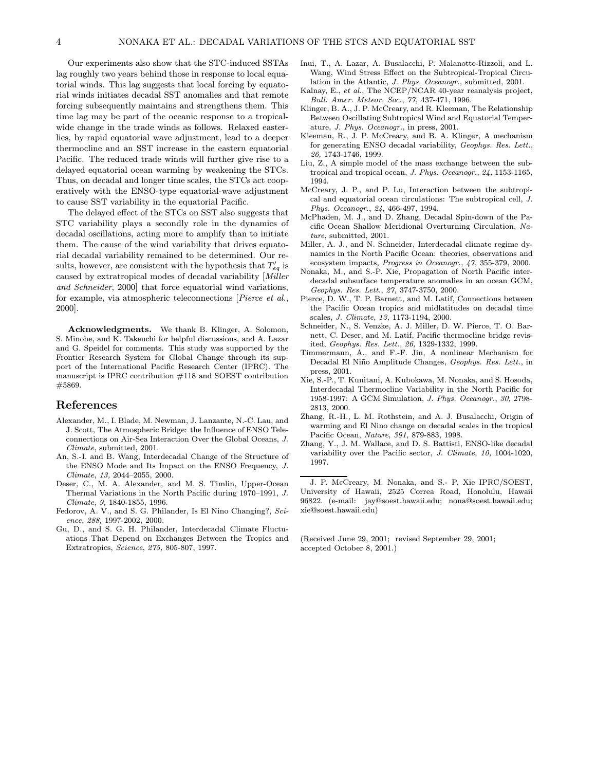Our experiments also show that the STC-induced SSTAs lag roughly two years behind those in response to local equatorial winds. This lag suggests that local forcing by equatorial winds initiates decadal SST anomalies and that remote forcing subsequently maintains and strengthens them. This time lag may be part of the oceanic response to a tropical-wide change in the trade winds as follows. Relaxed easterlies, by rapid equatorial wave adjustment, lead to a deeper thermocline and an SST increase in the eastern equatorial Pacific. The reduced trade winds will further give rise to a delayed equatorial ocean warming by weakening the STCs. Thus, on decadal and longer time scales, the STCs act cooperatively with the ENSO-type equatorial-wave adjustment to cause SST variability in the equatorial Pacific.

The delayed effect of the STCs on SST also suggests that STC variability plays a secondly role in the dynamics of decadal oscillations, acting more to amplify than to initiate them. The cause of the wind variability that drives equatorial decadal variability remained to be determined. Our results, however, are consistent with the hypothesis that $T'_{eq}$ is caused by extratropical modes of decadal variability [*Miller and Schneider*, 2000] that force equatorial wind variations, for example, via atmospheric teleconnections [*Pierce et al.*, 2000].

**Acknowledgments.** We thank B. Klinger, A. Solomon, S. Minobe, and K. Takeuchi for helpful discussions, and A. Lazar and G. Speidel for comments. This study was supported by the Frontier Research System for Global Change through its support of the International Pacific Research Center (IPRC). The manuscript is IPRC contribution #118 and SOEST contribution #5869.

## References

Alexander, M., I. Blade, M. Newman, J. Lanzante, N.-C. Lau, and J. Scott, The Atmospheric Bridge: the Influence of ENSO Teleconnections on Air-Sea Interaction Over the Global Oceans, *J. Climate*, submitted, 2001.

An, S.-I. and B. Wang, Interdecadal Change of the Structure of the ENSO Mode and Its Impact on the ENSO Frequency, *J. Climate*, *13,* 2044–2055, 2000.

Deser, C., M. A. Alexander, and M. S. Timlin, Upper-Ocean Thermal Variations in the North Pacific during 1970–1991, *J. Climate*, *9,* 1840-1855, 1996.

Fedorov, A. V., and S. G. Philander, Is El Nino Changing?, *Science*, *288,* 1997-2002, 2000.

Gu, D., and S. G. H. Philander, Interdecadal Climate Fluctuations That Depend on Exchanges Between the Tropics and Extratropics, *Science*, *275,* 805-807, 1997.

Inui, T., A. Lazar, A. Busalacchi, P. Malanotte-Rizzoli, and L. Wang, Wind Stress Effect on the Subtropical-Tropical Circulation in the Atlantic, *J. Phys. Oceanogr.*, submitted, 2001.

Kalnay, E., *et al.*, The NCEP/NCAR 40-year reanalysis project, *Bull. Amer. Meteor. Soc.*, *77,* 437-471, 1996.

Klinger, B. A., J. P. McCreary, and R. Kleeman, The Relationship Between Oscillating Subtropical Wind and Equatorial Temperature, *J. Phys. Oceanogr.*, in press, 2001.

Kleeman, R., J. P. McCreary, and B. A. Klinger, A mechanism for generating ENSO decadal variability, *Geophys. Res. Lett.*, *26,* 1743-1746, 1999.

Liu, Z., A simple model of the mass exchange between the subtropical and tropical ocean, *J. Phys. Oceanogr.*, *24,* 1153-1165, 1994.

McCreary, J. P., and P. Lu, Interaction between the subtropical and equatorial ocean circulations: The subtropical cell, *J. Phys. Oceanogr.*, *24,* 466-497, 1994.

McPhaden, M. J., and D. Zhang, Decadal Spin-down of the Pacific Ocean Shallow Meridional Overturning Circulation, *Nature*, submitted, 2001.

Miller, A. J., and N. Schneider, Interdecadal climate regime dynamics in the North Pacific Ocean: theories, observations and ecosystem impacts, *Progress in Oceanogr.*, *47,* 355-379, 2000.

Nonaka, M., and S.-P. Xie, Propagation of North Pacific interdecadal subsurface temperature anomalies in an ocean GCM, *Geophys. Res. Lett.*, *27,* 3747-3750, 2000.

Pierce, D. W., T. P. Barnett, and M. Latif, Connections between the Pacific Ocean tropics and midlatitudes on decadal time scales, *J. Climate*, *13,* 1173-1194, 2000.

Schneider, N., S. Venzke, A. J. Miller, D. W. Pierce, T. O. Barnett, C. Deser, and M. Latif, Pacific thermocline bridge revisited, *Geophys. Res. Lett.*, *26,* 1329-1332, 1999.

Timmermann, A., and F.-F. Jin, A nonlinear Mechanism for Decadal El Niño Amplitude Changes, *Geophys. Res. Lett.*, in press, 2001.

Xie, S.-P., T. Kunitani, A. Kubokawa, M. Nonaka, and S. Hosoda, Interdecadal Thermocline Variability in the North Pacific for 1958-1997: A GCM Simulation, *J. Phys. Oceanogr.*, *30,* 2798-2813, 2000.

Zhang, R.-H., L. M. Rothstein, and A. J. Busalacchi, Origin of warming and El Nino change on decadal scales in the tropical Pacific Ocean, *Nature*, *391,* 879-883, 1998.

Zhang, Y., J. M. Wallace, and D. S. Battisti, ENSO-like decadal variability over the Pacific sector, *J. Climate*, *10,* 1004-1020, 1997.

---

J. P. McCreary, M. Nonaka, and S.- P. Xie IPRC/SOEST, University of Hawaii, 2525 Correa Road, Honolulu, Hawaii 96822. (e-mail: jay@soest.hawaii.edu; nona@soest.hawaii.edu; xie@soest.hawaii.edu)

(Received June 29, 2001; revised September 29, 2001; accepted October 8, 2001.)